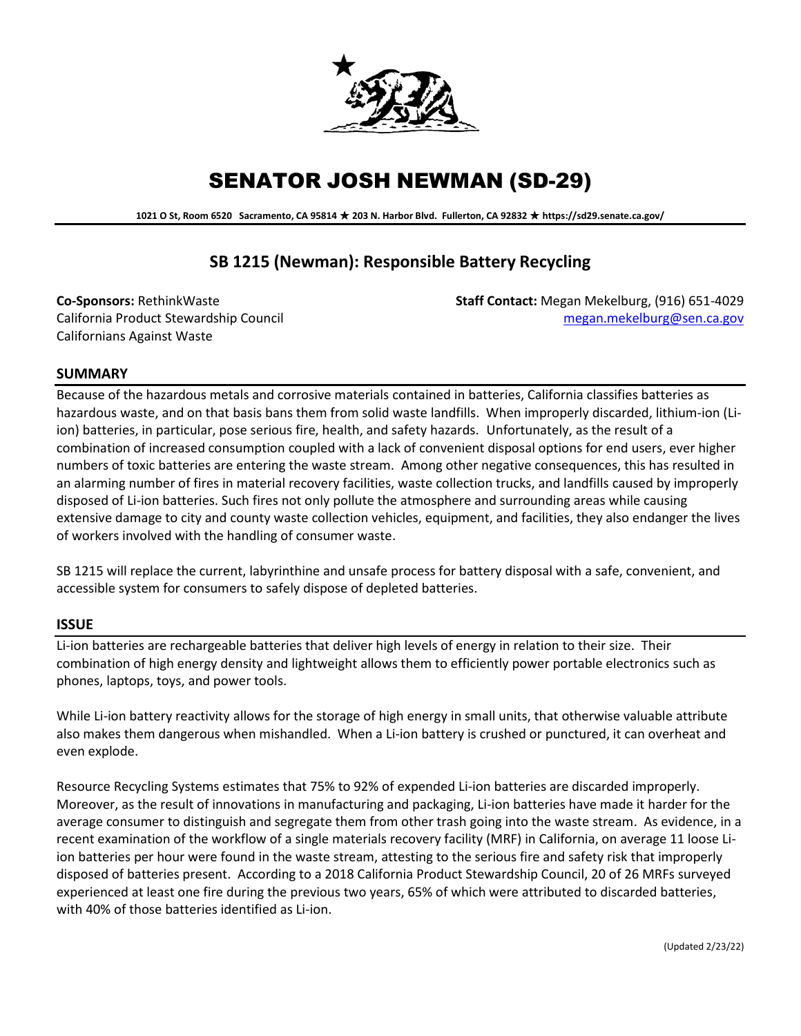# SENATOR JOSH NEWMAN (SD-29)

**1021 O St, Room 6520 Sacramento, CA 95814 ★ 203 N. Harbor Blvd. Fullerton, CA 92832 ★ https://sd29.senate.ca.gov/**

## SB 1215 (Newman): Responsible Battery Recycling

**Co-Sponsors:** RethinkWaste
California Product Stewardship Council
Californians Against Waste

**Staff Contact:** Megan Mekelburg, (916) 651-4029
megan.mekelburg@sen.ca.gov

### SUMMARY

Because of the hazardous metals and corrosive materials contained in batteries, California classifies batteries as hazardous waste, and on that basis bans them from solid waste landfills. When improperly discarded, lithium-ion (Li-ion) batteries, in particular, pose serious fire, health, and safety hazards. Unfortunately, as the result of a combination of increased consumption coupled with a lack of convenient disposal options for end users, ever higher numbers of toxic batteries are entering the waste stream. Among other negative consequences, this has resulted in an alarming number of fires in material recovery facilities, waste collection trucks, and landfills caused by improperly disposed of Li-ion batteries. Such fires not only pollute the atmosphere and surrounding areas while causing extensive damage to city and county waste collection vehicles, equipment, and facilities, they also endanger the lives of workers involved with the handling of consumer waste.

SB 1215 will replace the current, labyrinthine and unsafe process for battery disposal with a safe, convenient, and accessible system for consumers to safely dispose of depleted batteries.

### ISSUE

Li-ion batteries are rechargeable batteries that deliver high levels of energy in relation to their size. Their combination of high energy density and lightweight allows them to efficiently power portable electronics such as phones, laptops, toys, and power tools.

While Li-ion battery reactivity allows for the storage of high energy in small units, that otherwise valuable attribute also makes them dangerous when mishandled. When a Li-ion battery is crushed or punctured, it can overheat and even explode.

Resource Recycling Systems estimates that 75% to 92% of expended Li-ion batteries are discarded improperly. Moreover, as the result of innovations in manufacturing and packaging, Li-ion batteries have made it harder for the average consumer to distinguish and segregate them from other trash going into the waste stream. As evidence, in a recent examination of the workflow of a single materials recovery facility (MRF) in California, on average 11 loose Li-ion batteries per hour were found in the waste stream, attesting to the serious fire and safety risk that improperly disposed of batteries present. According to a 2018 California Product Stewardship Council, 20 of 26 MRFs surveyed experienced at least one fire during the previous two years, 65% of which were attributed to discarded batteries, with 40% of those batteries identified as Li-ion.

(Updated 2/23/22)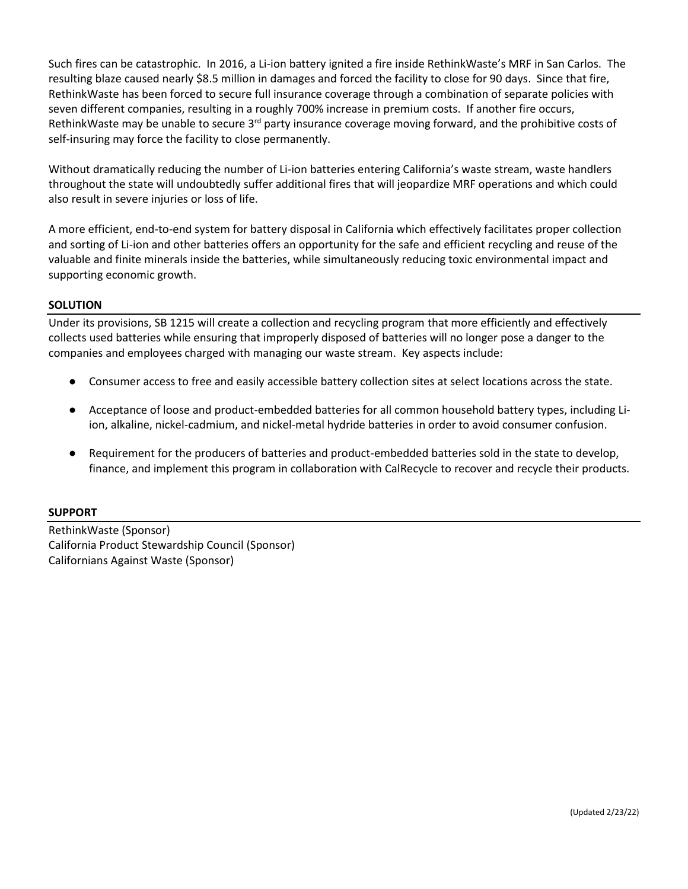Such fires can be catastrophic. In 2016, a Li-ion battery ignited a fire inside RethinkWaste's MRF in San Carlos. The resulting blaze caused nearly $8.5 million in damages and forced the facility to close for 90 days. Since that fire, RethinkWaste has been forced to secure full insurance coverage through a combination of separate policies with seven different companies, resulting in a roughly 700% increase in premium costs. If another fire occurs, RethinkWaste may be unable to secure 3rd party insurance coverage moving forward, and the prohibitive costs of self-insuring may force the facility to close permanently.

Without dramatically reducing the number of Li-ion batteries entering California's waste stream, waste handlers throughout the state will undoubtedly suffer additional fires that will jeopardize MRF operations and which could also result in severe injuries or loss of life.

A more efficient, end-to-end system for battery disposal in California which effectively facilitates proper collection and sorting of Li-ion and other batteries offers an opportunity for the safe and efficient recycling and reuse of the valuable and finite minerals inside the batteries, while simultaneously reducing toxic environmental impact and supporting economic growth.

## SOLUTION

Under its provisions, SB 1215 will create a collection and recycling program that more efficiently and effectively collects used batteries while ensuring that improperly disposed of batteries will no longer pose a danger to the companies and employees charged with managing our waste stream. Key aspects include:

- Consumer access to free and easily accessible battery collection sites at select locations across the state.
- Acceptance of loose and product-embedded batteries for all common household battery types, including Li-ion, alkaline, nickel-cadmium, and nickel-metal hydride batteries in order to avoid consumer confusion.
- Requirement for the producers of batteries and product-embedded batteries sold in the state to develop, finance, and implement this program in collaboration with CalRecycle to recover and recycle their products.

## SUPPORT

RethinkWaste (Sponsor)
California Product Stewardship Council (Sponsor)
Californians Against Waste (Sponsor)

(Updated 2/23/22)